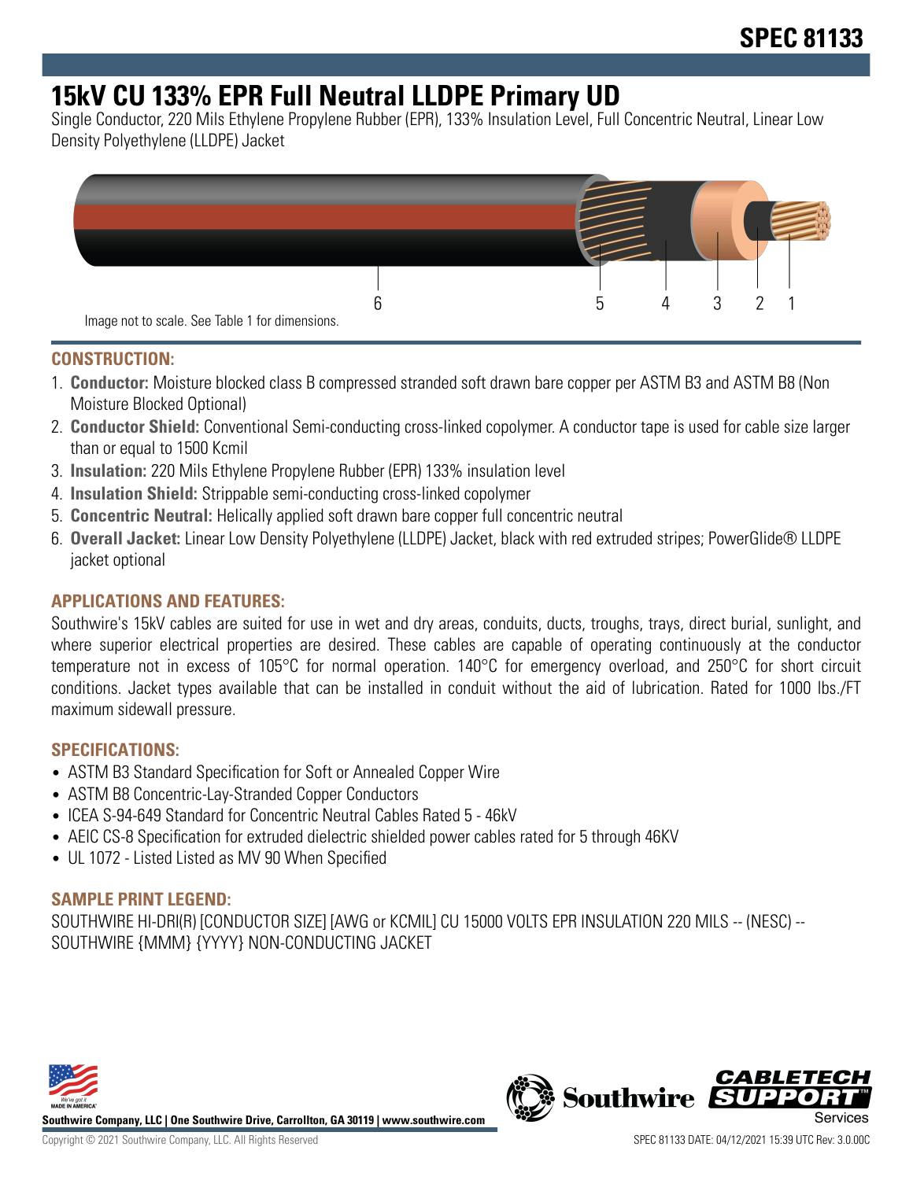# 15kV CU 133% EPR Full Neutral LLDPE Primary UD

Single Conductor, 220 Mils Ethylene Propylene Rubber (EPR), 133% Insulation Level, Full Concentric Neutral, Linear Low Density Polyethylene (LLDPE) Jacket

Image not to scale. See Table 1 for dimensions.

## CONSTRUCTION:

1. **Conductor:** Moisture blocked class B compressed stranded soft drawn bare copper per ASTM B3 and ASTM B8 (Non Moisture Blocked Optional)
2. **Conductor Shield:** Conventional Semi-conducting cross-linked copolymer. A conductor tape is used for cable size larger than or equal to 1500 Kcmil
3. **Insulation:** 220 Mils Ethylene Propylene Rubber (EPR) 133% insulation level
4. **Insulation Shield:** Strippable semi-conducting cross-linked copolymer
5. **Concentric Neutral:** Helically applied soft drawn bare copper full concentric neutral
6. **Overall Jacket:** Linear Low Density Polyethylene (LLDPE) Jacket, black with red extruded stripes; PowerGlide® LLDPE jacket optional

## APPLICATIONS AND FEATURES:

Southwire's 15kV cables are suited for use in wet and dry areas, conduits, ducts, troughs, trays, direct burial, sunlight, and where superior electrical properties are desired. These cables are capable of operating continuously at the conductor temperature not in excess of 105°C for normal operation. 140°C for emergency overload, and 250°C for short circuit conditions. Jacket types available that can be installed in conduit without the aid of lubrication. Rated for 1000 lbs./FT maximum sidewall pressure.

## SPECIFICATIONS:

- ASTM B3 Standard Specification for Soft or Annealed Copper Wire
- ASTM B8 Concentric-Lay-Stranded Copper Conductors
- ICEA S-94-649 Standard for Concentric Neutral Cables Rated 5 - 46kV
- AEIC CS-8 Specification for extruded dielectric shielded power cables rated for 5 through 46KV
- UL 1072 - Listed Listed as MV 90 When Specified

## SAMPLE PRINT LEGEND:

SOUTHWIRE HI-DRI(R) [CONDUCTOR SIZE] [AWG or KCMIL] CU 15000 VOLTS EPR INSULATION 220 MILS -- (NESC) -- SOUTHWIRE {MMM} {YYYY} NON-CONDUCTING JACKET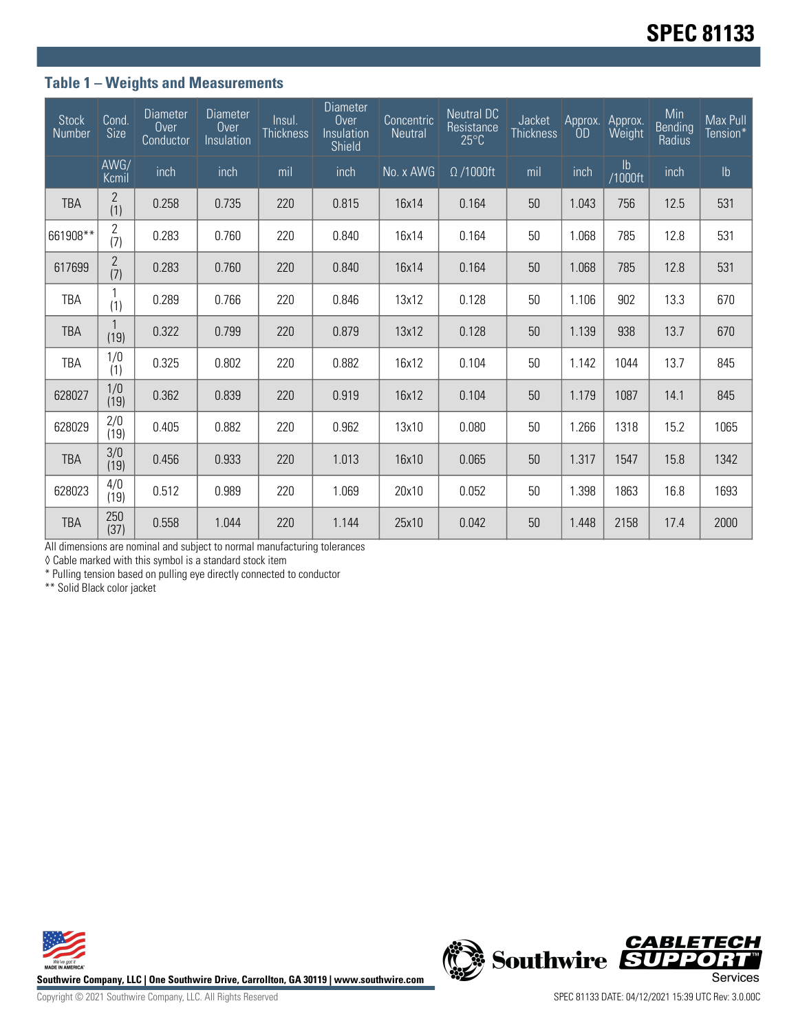## Table 1 – Weights and Measurements

| Stock Number | Cond. Size | Diameter Over Conductor | Diameter Over Insulation | Insul. Thickness | Diameter Over Insulation Shield | Concentric Neutral | Neutral DC Resistance 25°C | Jacket Thickness | Approx. OD | Approx. Weight | Min Bending Radius | Max Pull Tension* |
|---|---|---|---|---|---|---|---|---|---|---|---|---|
| | AWG/ Kcmil | inch | inch | mil | inch | No. x AWG | Ω /1000ft | mil | inch | lb /1000ft | inch | lb |
| TBA | 2 (1) | 0.258 | 0.735 | 220 | 0.815 | 16x14 | 0.164 | 50 | 1.043 | 756 | 12.5 | 531 |
| 661908** | 2 (7) | 0.283 | 0.760 | 220 | 0.840 | 16x14 | 0.164 | 50 | 1.068 | 785 | 12.8 | 531 |
| 617699 | 2 (7) | 0.283 | 0.760 | 220 | 0.840 | 16x14 | 0.164 | 50 | 1.068 | 785 | 12.8 | 531 |
| TBA | 1 (1) | 0.289 | 0.766 | 220 | 0.846 | 13x12 | 0.128 | 50 | 1.106 | 902 | 13.3 | 670 |
| TBA | 1 (19) | 0.322 | 0.799 | 220 | 0.879 | 13x12 | 0.128 | 50 | 1.139 | 938 | 13.7 | 670 |
| TBA | 1/0 (1) | 0.325 | 0.802 | 220 | 0.882 | 16x12 | 0.104 | 50 | 1.142 | 1044 | 13.7 | 845 |
| 628027 | 1/0 (19) | 0.362 | 0.839 | 220 | 0.919 | 16x12 | 0.104 | 50 | 1.179 | 1087 | 14.1 | 845 |
| 628029 | 2/0 (19) | 0.405 | 0.882 | 220 | 0.962 | 13x10 | 0.080 | 50 | 1.266 | 1318 | 15.2 | 1065 |
| TBA | 3/0 (19) | 0.456 | 0.933 | 220 | 1.013 | 16x10 | 0.065 | 50 | 1.317 | 1547 | 15.8 | 1342 |
| 628023 | 4/0 (19) | 0.512 | 0.989 | 220 | 1.069 | 20x10 | 0.052 | 50 | 1.398 | 1863 | 16.8 | 1693 |
| TBA | 250 (37) | 0.558 | 1.044 | 220 | 1.144 | 25x10 | 0.042 | 50 | 1.448 | 2158 | 17.4 | 2000 |

All dimensions are nominal and subject to normal manufacturing tolerances

◊ Cable marked with this symbol is a standard stock item

* Pulling tension based on pulling eye directly connected to conductor

** Solid Black color jacket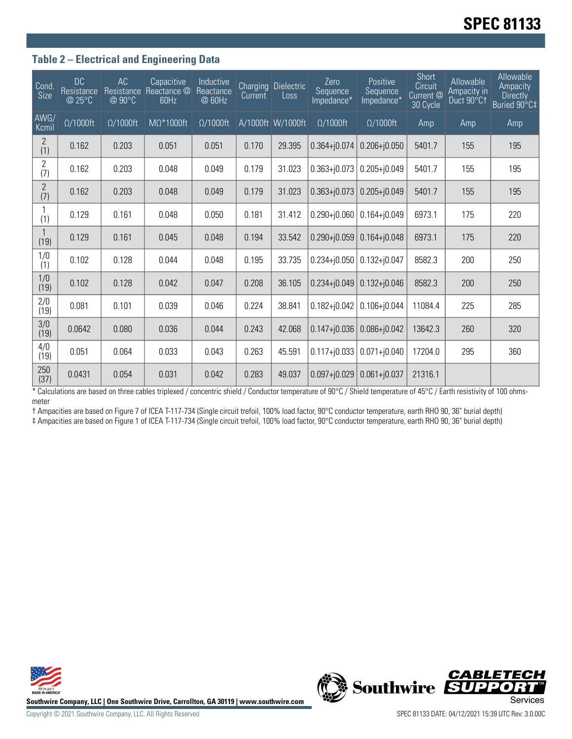## Table 2 – Electrical and Engineering Data

| Cond. Size | DC Resistance @ 25°C | AC Resistance @ 90°C | Capacitive Reactance @ 60Hz | Inductive Reactance @ 60Hz | Charging Current | Dielectric Loss | Zero Sequence Impedance* | Positive Sequence Impedance* | Short Circuit Current @ 30 Cycle | Allowable Ampacity in Duct 90°C† | Allowable Ampacity Directly Buried 90°C‡ |
|---|---|---|---|---|---|---|---|---|---|---|---|
| AWG/ Kcmil | Ω/1000ft | Ω/1000ft | MΩ*1000ft | Ω/1000ft | A/1000ft | W/1000ft | Ω/1000ft | Ω/1000ft | Amp | Amp | Amp |
| 2 (1) | 0.162 | 0.203 | 0.051 | 0.051 | 0.170 | 29.395 | 0.364+j0.074 | 0.206+j0.050 | 5401.7 | 155 | 195 |
| 2 (7) | 0.162 | 0.203 | 0.048 | 0.049 | 0.179 | 31.023 | 0.363+j0.073 | 0.205+j0.049 | 5401.7 | 155 | 195 |
| 2 (7) | 0.162 | 0.203 | 0.048 | 0.049 | 0.179 | 31.023 | 0.363+j0.073 | 0.205+j0.049 | 5401.7 | 155 | 195 |
| 1 (1) | 0.129 | 0.161 | 0.048 | 0.050 | 0.181 | 31.412 | 0.290+j0.060 | 0.164+j0.049 | 6973.1 | 175 | 220 |
| 1 (19) | 0.129 | 0.161 | 0.045 | 0.048 | 0.194 | 33.542 | 0.290+j0.059 | 0.164+j0.048 | 6973.1 | 175 | 220 |
| 1/0 (1) | 0.102 | 0.128 | 0.044 | 0.048 | 0.195 | 33.735 | 0.234+j0.050 | 0.132+j0.047 | 8582.3 | 200 | 250 |
| 1/0 (19) | 0.102 | 0.128 | 0.042 | 0.047 | 0.208 | 36.105 | 0.234+j0.049 | 0.132+j0.046 | 8582.3 | 200 | 250 |
| 2/0 (19) | 0.081 | 0.101 | 0.039 | 0.046 | 0.224 | 38.841 | 0.182+j0.042 | 0.106+j0.044 | 11084.4 | 225 | 285 |
| 3/0 (19) | 0.0642 | 0.080 | 0.036 | 0.044 | 0.243 | 42.068 | 0.147+j0.036 | 0.086+j0.042 | 13642.3 | 260 | 320 |
| 4/0 (19) | 0.051 | 0.064 | 0.033 | 0.043 | 0.263 | 45.591 | 0.117+j0.033 | 0.071+j0.040 | 17204.0 | 295 | 360 |
| 250 (37) | 0.0431 | 0.054 | 0.031 | 0.042 | 0.283 | 49.037 | 0.097+j0.029 | 0.061+j0.037 | 21316.1 | | |

* Calculations are based on three cables triplexed / concentric shield / Conductor temperature of 90°C / Shield temperature of 45°C / Earth resistivity of 100 ohms-meter

† Ampacities are based on Figure 7 of ICEA T-117-734 (Single circuit trefoil, 100% load factor, 90°C conductor temperature, earth RHO 90, 36" burial depth)

‡ Ampacities are based on Figure 1 of ICEA T-117-734 (Single circuit trefoil, 100% load factor, 90°C conductor temperature, earth RHO 90, 36" burial depth)

Southwire Company, LLC | One Southwire Drive, Carrollton, GA 30119 | www.southwire.com

Copyright © 2021 Southwire Company, LLC. All Rights Reserved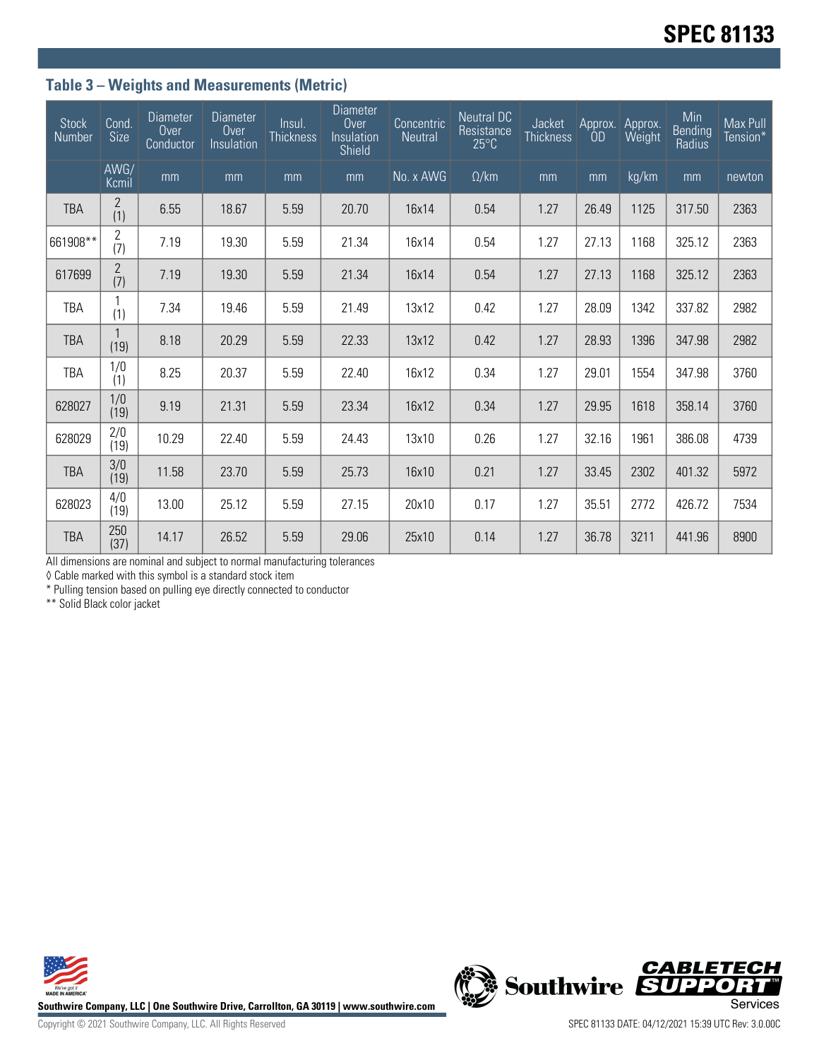# SPEC 81133

### Table 3 – Weights and Measurements (Metric)

| Stock Number | Cond. Size | Diameter Over Conductor | Diameter Over Insulation | Insul. Thickness | Diameter Over Insulation Shield | Concentric Neutral | Neutral DC Resistance 25°C | Jacket Thickness | Approx. OD | Approx. Weight | Min Bending Radius | Max Pull Tension* |
|---|---|---|---|---|---|---|---|---|---|---|---|---|
| | AWG/ Kcmil | mm | mm | mm | mm | No. x AWG | Ω/km | mm | mm | kg/km | mm | newton |
| TBA | 2 (1) | 6.55 | 18.67 | 5.59 | 20.70 | 16x14 | 0.54 | 1.27 | 26.49 | 1125 | 317.50 | 2363 |
| 661908** | 2 (7) | 7.19 | 19.30 | 5.59 | 21.34 | 16x14 | 0.54 | 1.27 | 27.13 | 1168 | 325.12 | 2363 |
| 617699 | 2 (7) | 7.19 | 19.30 | 5.59 | 21.34 | 16x14 | 0.54 | 1.27 | 27.13 | 1168 | 325.12 | 2363 |
| TBA | 1 (1) | 7.34 | 19.46 | 5.59 | 21.49 | 13x12 | 0.42 | 1.27 | 28.09 | 1342 | 337.82 | 2982 |
| TBA | 1 (19) | 8.18 | 20.29 | 5.59 | 22.33 | 13x12 | 0.42 | 1.27 | 28.93 | 1396 | 347.98 | 2982 |
| TBA | 1/0 (1) | 8.25 | 20.37 | 5.59 | 22.40 | 16x12 | 0.34 | 1.27 | 29.01 | 1554 | 347.98 | 3760 |
| 628027 | 1/0 (19) | 9.19 | 21.31 | 5.59 | 23.34 | 16x12 | 0.34 | 1.27 | 29.95 | 1618 | 358.14 | 3760 |
| 628029 | 2/0 (19) | 10.29 | 22.40 | 5.59 | 24.43 | 13x10 | 0.26 | 1.27 | 32.16 | 1961 | 386.08 | 4739 |
| TBA | 3/0 (19) | 11.58 | 23.70 | 5.59 | 25.73 | 16x10 | 0.21 | 1.27 | 33.45 | 2302 | 401.32 | 5972 |
| 628023 | 4/0 (19) | 13.00 | 25.12 | 5.59 | 27.15 | 20x10 | 0.17 | 1.27 | 35.51 | 2772 | 426.72 | 7534 |
| TBA | 250 (37) | 14.17 | 26.52 | 5.59 | 29.06 | 25x10 | 0.14 | 1.27 | 36.78 | 3211 | 441.96 | 8900 |

All dimensions are nominal and subject to normal manufacturing tolerances

◊ Cable marked with this symbol is a standard stock item

* Pulling tension based on pulling eye directly connected to conductor

** Solid Black color jacket

Southwire Company, LLC | One Southwire Drive, Carrollton, GA 30119 | www.southwire.com

Copyright © 2021 Southwire Company, LLC. All Rights Reserved

SPEC 81133 DATE: 04/12/2021 15:39 UTC Rev: 3.0.00C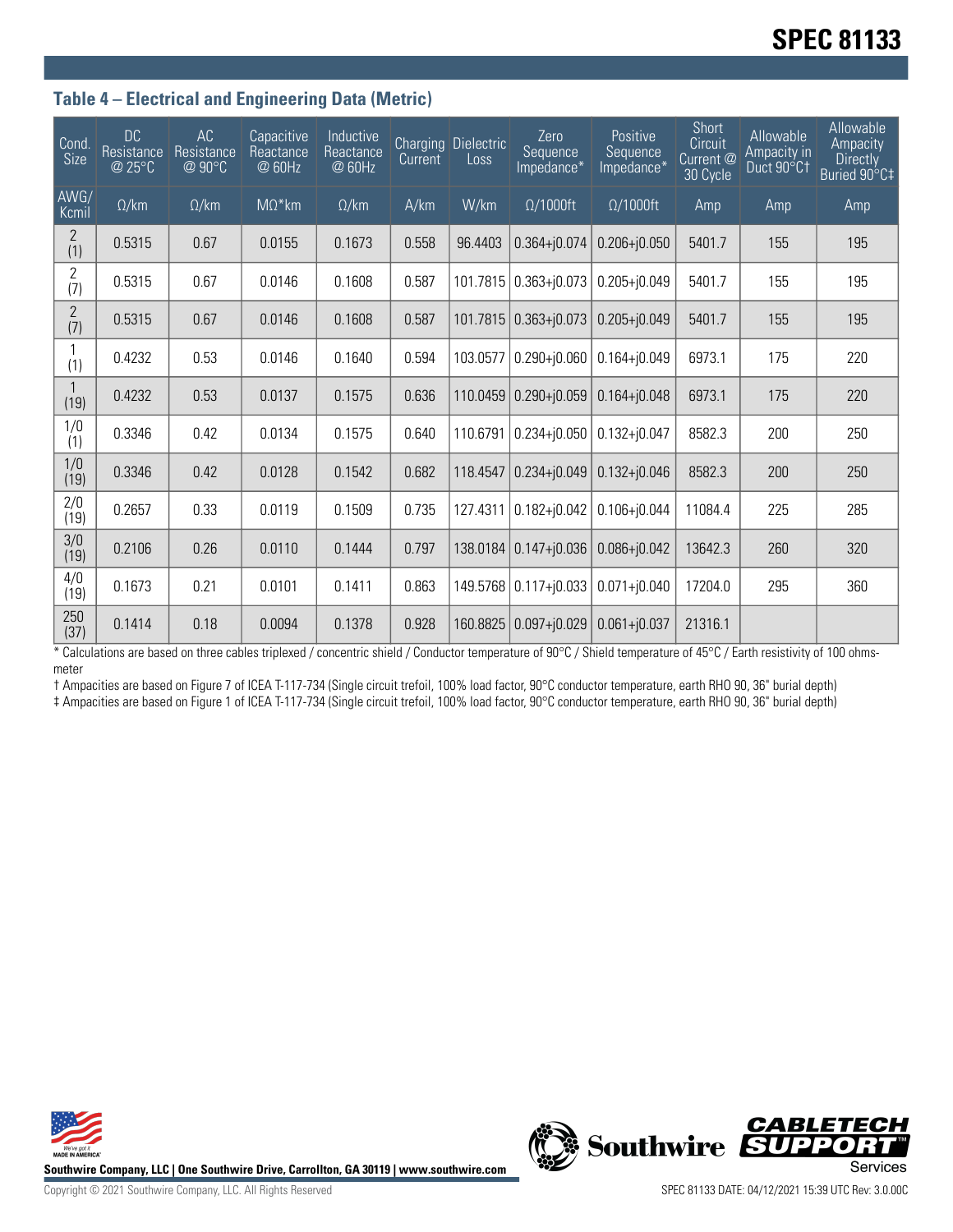### Table 4 – Electrical and Engineering Data (Metric)

| Cond. Size | DC Resistance @ 25°C | AC Resistance @ 90°C | Capacitive Reactance @ 60Hz | Inductive Reactance @ 60Hz | Charging Current | Dielectric Loss | Zero Sequence Impedance* | Positive Sequence Impedance* | Short Circuit Current @ 30 Cycle | Allowable Ampacity in Duct 90°C† | Allowable Ampacity Directly Buried 90°C‡ |
|---|---|---|---|---|---|---|---|---|---|---|---|
| AWG/ Kcmil | Ω/km | Ω/km | MΩ*km | Ω/km | A/km | W/km | Ω/1000ft | Ω/1000ft | Amp | Amp | Amp |
| 2 (1) | 0.5315 | 0.67 | 0.0155 | 0.1673 | 0.558 | 96.4403 | 0.364+j0.074 | 0.206+j0.050 | 5401.7 | 155 | 195 |
| 2 (7) | 0.5315 | 0.67 | 0.0146 | 0.1608 | 0.587 | 101.7815 | 0.363+j0.073 | 0.205+j0.049 | 5401.7 | 155 | 195 |
| 2 (7) | 0.5315 | 0.67 | 0.0146 | 0.1608 | 0.587 | 101.7815 | 0.363+j0.073 | 0.205+j0.049 | 5401.7 | 155 | 195 |
| 1 (1) | 0.4232 | 0.53 | 0.0146 | 0.1640 | 0.594 | 103.0577 | 0.290+j0.060 | 0.164+j0.049 | 6973.1 | 175 | 220 |
| 1 (19) | 0.4232 | 0.53 | 0.0137 | 0.1575 | 0.636 | 110.0459 | 0.290+j0.059 | 0.164+j0.048 | 6973.1 | 175 | 220 |
| 1/0 (1) | 0.3346 | 0.42 | 0.0134 | 0.1575 | 0.640 | 110.6791 | 0.234+j0.050 | 0.132+j0.047 | 8582.3 | 200 | 250 |
| 1/0 (19) | 0.3346 | 0.42 | 0.0128 | 0.1542 | 0.682 | 118.4547 | 0.234+j0.049 | 0.132+j0.046 | 8582.3 | 200 | 250 |
| 2/0 (19) | 0.2657 | 0.33 | 0.0119 | 0.1509 | 0.735 | 127.4311 | 0.182+j0.042 | 0.106+j0.044 | 11084.4 | 225 | 285 |
| 3/0 (19) | 0.2106 | 0.26 | 0.0110 | 0.1444 | 0.797 | 138.0184 | 0.147+j0.036 | 0.086+j0.042 | 13642.3 | 260 | 320 |
| 4/0 (19) | 0.1673 | 0.21 | 0.0101 | 0.1411 | 0.863 | 149.5768 | 0.117+j0.033 | 0.071+j0.040 | 17204.0 | 295 | 360 |
| 250 (37) | 0.1414 | 0.18 | 0.0094 | 0.1378 | 0.928 | 160.8825 | 0.097+j0.029 | 0.061+j0.037 | 21316.1 | | |

\* Calculations are based on three cables triplexed / concentric shield / Conductor temperature of 90°C / Shield temperature of 45°C / Earth resistivity of 100 ohms-meter

† Ampacities are based on Figure 7 of ICEA T-117-734 (Single circuit trefoil, 100% load factor, 90°C conductor temperature, earth RHO 90, 36" burial depth)

‡ Ampacities are based on Figure 1 of ICEA T-117-734 (Single circuit trefoil, 100% load factor, 90°C conductor temperature, earth RHO 90, 36" burial depth)